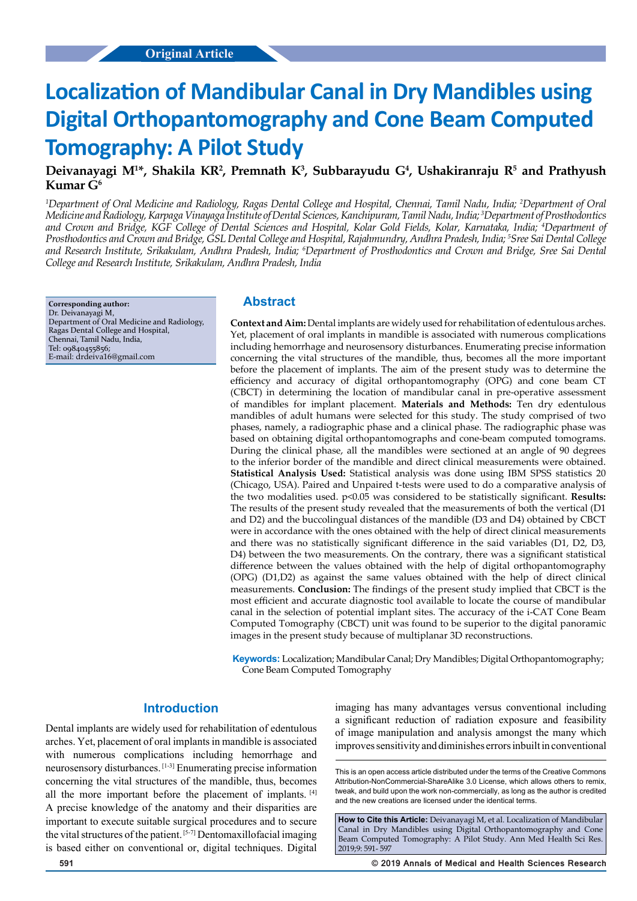Original Article

# Localization of Mandibular Canal in Dry Mandibles using Digital Orthopantomography and Cone Beam Computed Tomography: A Pilot Study

**Deivanayagi M[1]*, Shakila KR[2], Premnath K[3], Subbarayudu G[4], Ushakiranraju R[5] and Prathyush Kumar G[6]**

*[1]Department of Oral Medicine and Radiology, Ragas Dental College and Hospital, Chennai, Tamil Nadu, India; [2]Department of Oral Medicine and Radiology, Karpaga Vinayaga Institute of Dental Sciences, Kanchipuram, Tamil Nadu, India; [3]Department of Prosthodontics and Crown and Bridge, KGF College of Dental Sciences and Hospital, Kolar Gold Fields, Kolar, Karnataka, India; [4]Department of Prosthodontics and Crown and Bridge, GSL Dental College and Hospital, Rajahmundry, Andhra Pradesh, India; [5]Sree Sai Dental College and Research Institute, Srikakulam, Andhra Pradesh, India; [6]Department of Prosthodontics and Crown and Bridge, Sree Sai Dental College and Research Institute, Srikakulam, Andhra Pradesh, India*

**Corresponding author:**
Dr. Deivanayagi M,
Department of Oral Medicine and Radiology,
Ragas Dental College and Hospital,
Chennai, Tamil Nadu, India,
Tel: 09840455856;
E-mail: drdeiva16@gmail.com

## Abstract

**Context and Aim:** Dental implants are widely used for rehabilitation of edentulous arches. Yet, placement of oral implants in mandible is associated with numerous complications including hemorrhage and neurosensory disturbances. Enumerating precise information concerning the vital structures of the mandible, thus, becomes all the more important before the placement of implants. The aim of the present study was to determine the efficiency and accuracy of digital orthopantomography (OPG) and cone beam CT (CBCT) in determining the location of mandibular canal in pre-operative assessment of mandibles for implant placement. **Materials and Methods:** Ten dry edentulous mandibles of adult humans were selected for this study. The study comprised of two phases, namely, a radiographic phase and a clinical phase. The radiographic phase was based on obtaining digital orthopantomographs and cone-beam computed tomograms. During the clinical phase, all the mandibles were sectioned at an angle of 90 degrees to the inferior border of the mandible and direct clinical measurements were obtained. **Statistical Analysis Used:** Statistical analysis was done using IBM SPSS statistics 20 (Chicago, USA). Paired and Unpaired t-tests were used to do a comparative analysis of the two modalities used. $p<0.05$ was considered to be statistically significant. **Results:** The results of the present study revealed that the measurements of both the vertical (D1 and D2) and the buccolingual distances of the mandible (D3 and D4) obtained by CBCT were in accordance with the ones obtained with the help of direct clinical measurements and there was no statistically significant difference in the said variables (D1, D2, D3, D4) between the two measurements. On the contrary, there was a significant statistical difference between the values obtained with the help of digital orthopantomography (OPG) (D1,D2) as against the same values obtained with the help of direct clinical measurements. **Conclusion:** The findings of the present study implied that CBCT is the most efficient and accurate diagnostic tool available to locate the course of mandibular canal in the selection of potential implant sites. The accuracy of the i-CAT Cone Beam Computed Tomography (CBCT) unit was found to be superior to the digital panoramic images in the present study because of multiplanar 3D reconstructions.

**Keywords:** Localization; Mandibular Canal; Dry Mandibles; Digital Orthopantomography; Cone Beam Computed Tomography

## Introduction

Dental implants are widely used for rehabilitation of edentulous arches. Yet, placement of oral implants in mandible is associated with numerous complications including hemorrhage and neurosensory disturbances. [1-3] Enumerating precise information concerning the vital structures of the mandible, thus, becomes all the more important before the placement of implants. [4] A precise knowledge of the anatomy and their disparities are important to execute suitable surgical procedures and to secure the vital structures of the patient. [5-7] Dentomaxillofacial imaging is based either on conventional or, digital techniques. Digital imaging has many advantages versus conventional including a significant reduction of radiation exposure and feasibility of image manipulation and analysis amongst the many which improves sensitivity and diminishes errors inbuilt in conventional

This is an open access article distributed under the terms of the Creative Commons Attribution-NonCommercial-ShareAlike 3.0 License, which allows others to remix, tweak, and build upon the work non-commercially, as long as the author is credited and the new creations are licensed under the identical terms.

**How to Cite this Article:** Deivanayagi M, et al. Localization of Mandibular Canal in Dry Mandibles using Digital Orthopantomography and Cone Beam Computed Tomography: A Pilot Study. Ann Med Health Sci Res. 2019;9: 591- 597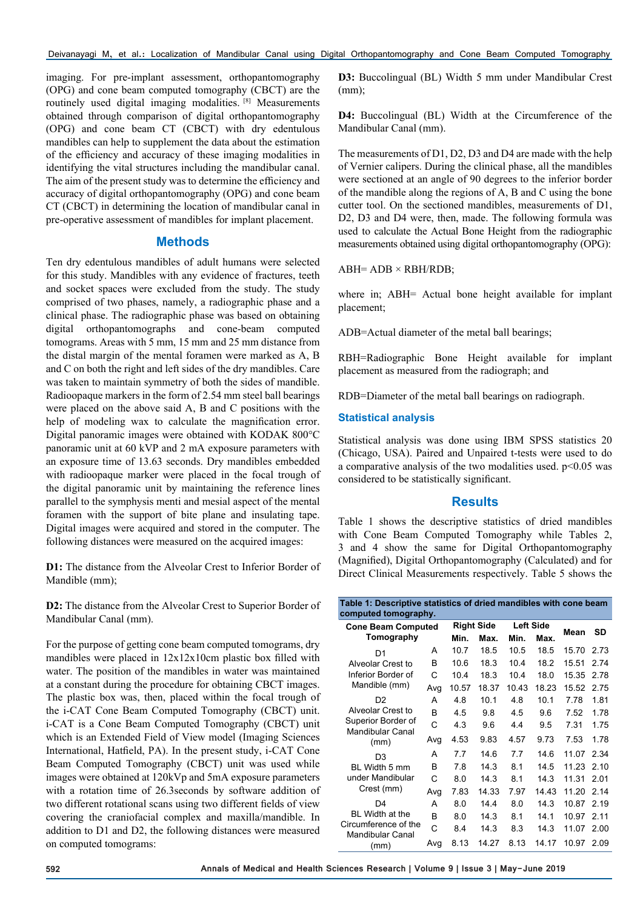imaging. For pre-implant assessment, orthopantomography (OPG) and cone beam computed tomography (CBCT) are the routinely used digital imaging modalities.[8] Measurements obtained through comparison of digital orthopantomography (OPG) and cone beam CT (CBCT) with dry edentulous mandibles can help to supplement the data about the estimation of the efficiency and accuracy of these imaging modalities in identifying the vital structures including the mandibular canal. The aim of the present study was to determine the efficiency and accuracy of digital orthopantomography (OPG) and cone beam CT (CBCT) in determining the location of mandibular canal in pre-operative assessment of mandibles for implant placement.

## Methods

Ten dry edentulous mandibles of adult humans were selected for this study. Mandibles with any evidence of fractures, teeth and socket spaces were excluded from the study. The study comprised of two phases, namely, a radiographic phase and a clinical phase. The radiographic phase was based on obtaining digital orthopantomographs and cone-beam computed tomograms. Areas with 5 mm, 15 mm and 25 mm distance from the distal margin of the mental foramen were marked as A, B and C on both the right and left sides of the dry mandibles. Care was taken to maintain symmetry of both the sides of mandible. Radioopaque markers in the form of 2.54 mm steel ball bearings were placed on the above said A, B and C positions with the help of modeling wax to calculate the magnification error. Digital panoramic images were obtained with KODAK 800°C panoramic unit at 60 kVP and 2 mA exposure parameters with an exposure time of 13.63 seconds. Dry mandibles embedded with radioopaque marker were placed in the focal trough of the digital panoramic unit by maintaining the reference lines parallel to the symphysis menti and mesial aspect of the mental foramen with the support of bite plane and insulating tape. Digital images were acquired and stored in the computer. The following distances were measured on the acquired images:

**D1:** The distance from the Alveolar Crest to Inferior Border of Mandible (mm);

**D2:** The distance from the Alveolar Crest to Superior Border of Mandibular Canal (mm).

For the purpose of getting cone beam computed tomograms, dry mandibles were placed in 12x12x10cm plastic box filled with water. The position of the mandibles in water was maintained at a constant during the procedure for obtaining CBCT images. The plastic box was, then, placed within the focal trough of the i-CAT Cone Beam Computed Tomography (CBCT) unit. i-CAT is a Cone Beam Computed Tomography (CBCT) unit which is an Extended Field of View model (Imaging Sciences International, Hatfield, PA). In the present study, i-CAT Cone Beam Computed Tomography (CBCT) unit was used while images were obtained at 120kVp and 5mA exposure parameters with a rotation time of 26.3seconds by software addition of two different rotational scans using two different fields of view covering the craniofacial complex and maxilla/mandible. In addition to D1 and D2, the following distances were measured on computed tomograms:

**D3:** Buccolingual (BL) Width 5 mm under Mandibular Crest (mm);

**D4:** Buccolingual (BL) Width at the Circumference of the Mandibular Canal (mm).

The measurements of D1, D2, D3 and D4 are made with the help of Vernier calipers. During the clinical phase, all the mandibles were sectioned at an angle of 90 degrees to the inferior border of the mandible along the regions of A, B and C using the bone cutter tool. On the sectioned mandibles, measurements of D1, D2, D3 and D4 were, then, made. The following formula was used to calculate the Actual Bone Height from the radiographic measurements obtained using digital orthopantomography (OPG):

$$ABH = ADB \times RBH/RDB;$$

where in; ABH= Actual bone height available for implant placement;

ADB=Actual diameter of the metal ball bearings;

RBH=Radiographic Bone Height available for implant placement as measured from the radiograph; and

RDB=Diameter of the metal ball bearings on radiograph.

### Statistical analysis

Statistical analysis was done using IBM SPSS statistics 20 (Chicago, USA). Paired and Unpaired t-tests were used to do a comparative analysis of the two modalities used. $p<0.05$ was considered to be statistically significant.

## Results

Table 1 shows the descriptive statistics of dried mandibles with Cone Beam Computed Tomography while Tables 2, 3 and 4 show the same for Digital Orthopantomography (Magnified), Digital Orthopantomography (Calculated) and for Direct Clinical Measurements respectively. Table 5 shows the

**Table 1: Descriptive statistics of dried mandibles with cone beam computed tomography.**

| Cone Beam Computed Tomography | | Right Side | | Left Side | | Mean | SD |
|---|---|---|---|---|---|---|---|
| | | Min. | Max. | Min. | Max. | | |
| D1 Alveolar Crest to Inferior Border of Mandible (mm) | A | 10.7 | 18.5 | 10.5 | 18.5 | 15.70 | 2.73 |
| | B | 10.6 | 18.3 | 10.4 | 18.2 | 15.51 | 2.74 |
| | C | 10.4 | 18.3 | 10.4 | 18.0 | 15.35 | 2.78 |
| | Avg | 10.57 | 18.37 | 10.43 | 18.23 | 15.52 | 2.75 |
| D2 Alveolar Crest to Superior Border of Mandibular Canal (mm) | A | 4.8 | 10.1 | 4.8 | 10.1 | 7.78 | 1.81 |
| | B | 4.5 | 9.8 | 4.5 | 9.6 | 7.52 | 1.78 |
| | C | 4.3 | 9.6 | 4.4 | 9.5 | 7.31 | 1.75 |
| | Avg | 4.53 | 9.83 | 4.57 | 9.73 | 7.53 | 1.78 |
| D3 BL Width 5 mm under Mandibular Crest (mm) | A | 7.7 | 14.6 | 7.7 | 14.6 | 11.07 | 2.34 |
| | B | 7.8 | 14.3 | 8.1 | 14.5 | 11.23 | 2.10 |
| | C | 8.0 | 14.3 | 8.1 | 14.3 | 11.31 | 2.01 |
| | Avg | 7.83 | 14.33 | 7.97 | 14.43 | 11.20 | 2.14 |
| D4 BL Width at the Circumference of the Mandibular Canal (mm) | A | 8.0 | 14.4 | 8.0 | 14.3 | 10.87 | 2.19 |
| | B | 8.0 | 14.3 | 8.1 | 14.1 | 10.97 | 2.11 |
| | C | 8.4 | 14.3 | 8.3 | 14.3 | 11.07 | 2.00 |
| | Avg | 8.13 | 14.27 | 8.13 | 14.17 | 10.97 | 2.09 |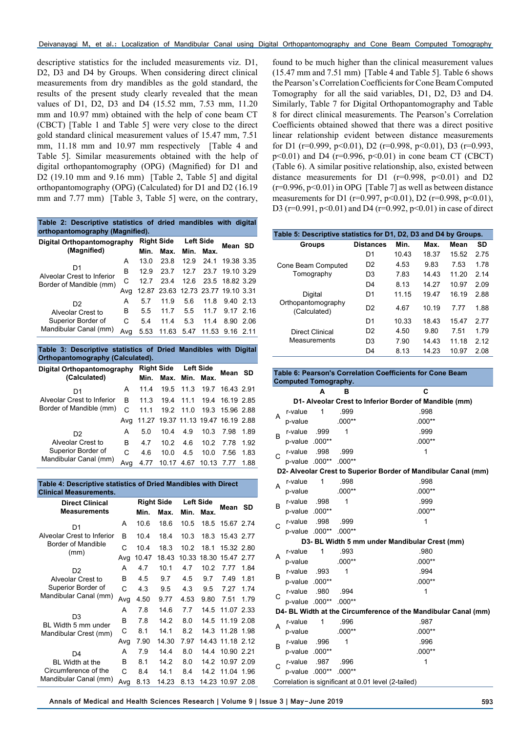descriptive statistics for the included measurements viz. D1, D2, D3 and D4 by Groups. When considering direct clinical measurements from dry mandibles as the gold standard, the results of the present study clearly revealed that the mean values of D1, D2, D3 and D4 (15.52 mm, 7.53 mm, 11.20 mm and 10.97 mm) obtained with the help of cone beam CT (CBCT) [Table 1 and Table 5] were very close to the direct gold standard clinical measurement values of 15.47 mm, 7.51 mm, 11.18 mm and 10.97 mm respectively [Table 4 and Table 5]. Similar measurements obtained with the help of digital orthopantomography (OPG) (Magnified) for D1 and D2 (19.10 mm and 9.16 mm) [Table 2, Table 5] and digital orthopantomography (OPG) (Calculated) for D1 and D2 (16.19 mm and 7.77 mm) [Table 3, Table 5] were, on the contrary, found to be much higher than the clinical measurement values (15.47 mm and 7.51 mm) [Table 4 and Table 5]. Table 6 shows the Pearson's Correlation Coefficients for Cone Beam Computed Tomography for all the said variables, D1, D2, D3 and D4. Similarly, Table 7 for Digital Orthopantomography and Table 8 for direct clinical measurements. The Pearson's Correlation Coefficients obtained showed that there was a direct positive linear relationship evident between distance measurements for D1 (r=0.999, p<0.01), D2 (r=0.998, p<0.01), D3 (r=0.993, p<0.01) and D4 (r=0.996, p<0.01) in cone beam CT (CBCT) (Table 6). A similar positive relationship, also, existed between distance measurements for D1 (r=0.998, p<0.01) and D2 (r=0.996, p<0.01) in OPG [Table 7] as well as between distance measurements for D1 (r=0.997, p<0.01), D2 (r=0.998, p<0.01), D3 (r=0.991, p<0.01) and D4 (r=0.992, p<0.01) in case of direct

**Table 2: Descriptive statistics of dried mandibles with digital orthopantomography (Magnified).**

| Digital Orthopantomography (Magnified) | | Right Side | | Left Side | | Mean | SD |
|---|---|---|---|---|---|---|---|
| | | Min. | Max. | Min. | Max. | | |
| D1 Alveolar Crest to Inferior Border of Mandible (mm) | A | 13.0 | 23.8 | 12.9 | 24.1 | 19.38 | 3.35 |
| | B | 12.9 | 23.7 | 12.7 | 23.7 | 19.10 | 3.29 |
| | C | 12.7 | 23.4 | 12.6 | 23.5 | 18.82 | 3.29 |
| | Avg | 12.87 | 23.63 | 12.73 | 23.77 | 19.10 | 3.31 |
| D2 Alveolar Crest to Superior Border of Mandibular Canal (mm) | A | 5.7 | 11.9 | 5.6 | 11.8 | 9.40 | 2.13 |
| | B | 5.5 | 11.7 | 5.5 | 11.7 | 9.17 | 2.16 |
| | C | 5.4 | 11.4 | 5.3 | 11.4 | 8.90 | 2.06 |
| | Avg | 5.53 | 11.63 | 5.47 | 11.53 | 9.16 | 2.11 |

**Table 3: Descriptive statistics of Dried Mandibles with Digital Orthopantomography (Calculated).**

| Digital Orthopantomography (Calculated) | | Right Side | | Left Side | | Mean | SD |
|---|---|---|---|---|---|---|---|
| | | Min. | Max. | Min. | Max. | | |
| D1 Alveolar Crest to Inferior Border of Mandible (mm) | A | 11.4 | 19.5 | 11.3 | 19.7 | 16.43 | 2.91 |
| | B | 11.3 | 19.4 | 11.1 | 19.4 | 16.19 | 2.85 |
| | C | 11.1 | 19.2 | 11.0 | 19.3 | 15.96 | 2.88 |
| | Avg | 11.27 | 19.37 | 11.13 | 19.47 | 16.19 | 2.88 |
| D2 Alveolar Crest to Superior Border of Mandibular Canal (mm) | A | 5.0 | 10.4 | 4.9 | 10.3 | 7.98 | 1.89 |
| | B | 4.7 | 10.2 | 4.6 | 10.2 | 7.78 | 1.92 |
| | C | 4.6 | 10.0 | 4.5 | 10.0 | 7.56 | 1.83 |
| | Avg | 4.77 | 10.17 | 4.67 | 10.13 | 7.77 | 1.88 |

**Table 4: Descriptive statistics of Dried Mandibles with Direct Clinical Measurements.**

| Direct Clinical Measurements | | Right Side | | Left Side | | Mean | SD |
|---|---|---|---|---|---|---|---|
| | | Min. | Max. | Min. | Max. | | |
| D1 Alveolar Crest to Inferior Border of Mandible (mm) | A | 10.6 | 18.6 | 10.5 | 18.5 | 15.67 | 2.74 |
| | B | 10.4 | 18.4 | 10.3 | 18.3 | 15.43 | 2.77 |
| | C | 10.4 | 18.3 | 10.2 | 18.1 | 15.32 | 2.80 |
| | Avg | 10.47 | 18.43 | 10.33 | 18.30 | 15.47 | 2.77 |
| D2 Alveolar Crest to Superior Border of Mandibular Canal (mm) | A | 4.7 | 10.1 | 4.7 | 10.2 | 7.77 | 1.84 |
| | B | 4.5 | 9.7 | 4.5 | 9.7 | 7.49 | 1.81 |
| | C | 4.3 | 9.5 | 4.3 | 9.5 | 7.27 | 1.74 |
| | Avg | 4.50 | 9.77 | 4.53 | 9.80 | 7.51 | 1.79 |
| D3 BL Width 5 mm under Mandibular Crest (mm) | A | 7.8 | 14.6 | 7.7 | 14.5 | 11.07 | 2.33 |
| | B | 7.8 | 14.2 | 8.0 | 14.5 | 11.19 | 2.08 |
| | C | 8.1 | 14.1 | 8.2 | 14.3 | 11.28 | 1.98 |
| | Avg | 7.90 | 14.30 | 7.97 | 14.43 | 11.18 | 2.12 |
| D4 BL Width at the Circumference of the Mandibular Canal (mm) | A | 7.9 | 14.4 | 8.0 | 14.4 | 10.90 | 2.21 |
| | B | 8.1 | 14.2 | 8.0 | 14.2 | 10.97 | 2.09 |
| | C | 8.4 | 14.1 | 8.4 | 14.2 | 11.04 | 1.96 |
| | Avg | 8.13 | 14.23 | 8.13 | 14.23 | 10.97 | 2.08 |

**Table 5: Descriptive statistics for D1, D2, D3 and D4 by Groups.**

| Groups | Distances | Min. | Max. | Mean | SD |
|---|---|---|---|---|---|
| Cone Beam Computed Tomography | D1 | 10.43 | 18.37 | 15.52 | 2.75 |
| | D2 | 4.53 | 9.83 | 7.53 | 1.78 |
| | D3 | 7.83 | 14.43 | 11.20 | 2.14 |
| | D4 | 8.13 | 14.27 | 10.97 | 2.09 |
| Digital Orthopantomography (Calculated) | D1 | 11.15 | 19.47 | 16.19 | 2.88 |
| | D2 | 4.67 | 10.19 | 7.77 | 1.88 |
| Direct Clinical Measurements | D1 | 10.33 | 18.43 | 15.47 | 2.77 |
| | D2 | 4.50 | 9.80 | 7.51 | 1.79 |
| | D3 | 7.90 | 14.43 | 11.18 | 2.12 |
| | D4 | 8.13 | 14.23 | 10.97 | 2.08 |

**Table 6: Pearson's Correlation Coefficients for Cone Beam Computed Tomography.**

| | | A | B | C |
|---|---|---|---|---|
| **D1- Alveolar Crest to Inferior Border of Mandible (mm)** | | | | |
| A | r-value | 1 | .999 | .998 |
| | p-value | | .000** | .000** |
| B | r-value | .999 | 1 | .999 |
| | p-value | .000** | | .000** |
| C | r-value | .998 | .999 | 1 |
| | p-value | .000** | .000** | |
| **D2- Alveolar Crest to Superior Border of Mandibular Canal (mm)** | | | | |
| A | r-value | 1 | .998 | .998 |
| | p-value | | .000** | .000** |
| B | r-value | .998 | 1 | .999 |
| | p-value | .000** | | .000** |
| C | r-value | .998 | .999 | 1 |
| | p-value | .000** | .000** | |
| **D3- BL Width 5 mm under Mandibular Crest (mm)** | | | | |
| A | r-value | 1 | .993 | .980 |
| | p-value | | .000** | .000** |
| B | r-value | .993 | 1 | .994 |
| | p-value | .000** | | .000** |
| C | r-value | .980 | .994 | 1 |
| | p-value | .000** | .000** | |
| **D4- BL Width at the Circumference of the Mandibular Canal (mm)** | | | | |
| A | r-value | 1 | .996 | .987 |
| | p-value | | .000** | .000** |
| B | r-value | .996 | 1 | .996 |
| | p-value | .000** | | .000** |
| C | r-value | .987 | .996 | 1 |
| | p-value | .000** | .000** | |

Correlation is significant at 0.01 level (2-tailed)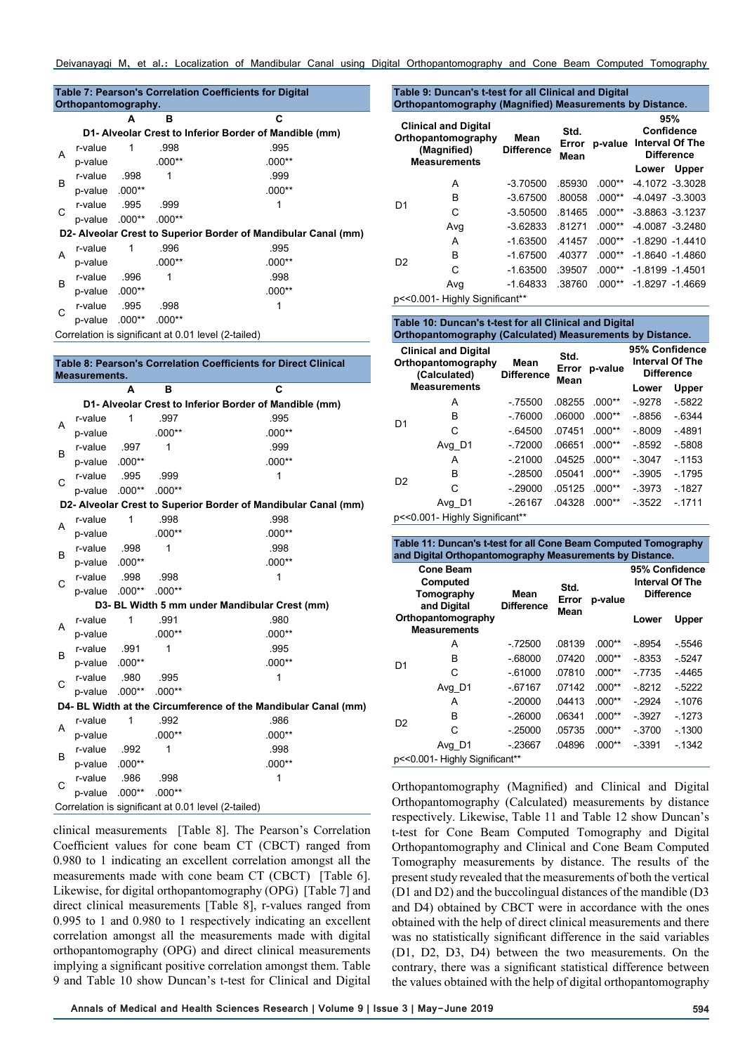**Table 7: Pearson's Correlation Coefficients for Digital Orthopantomography.**

| | | A | B | C |
|---|---|---|---|---|
| **D1- Alveolar Crest to Inferior Border of Mandible (mm)** | | | | |
| A | r-value | 1 | .998 | .995 |
| | p-value | | .000** | .000** |
| B | r-value | .998 | 1 | .999 |
| | p-value | .000** | | .000** |
| C | r-value | .995 | .999 | 1 |
| | p-value | .000** | .000** | |
| **D2- Alveolar Crest to Superior Border of Mandibular Canal (mm)** | | | | |
| A | r-value | 1 | .996 | .995 |
| | p-value | | .000** | .000** |
| B | r-value | .996 | 1 | .998 |
| | p-value | .000** | | .000** |
| C | r-value | .995 | .998 | 1 |
| | p-value | .000** | .000** | |

Correlation is significant at 0.01 level (2-tailed)

**Table 8: Pearson's Correlation Coefficients for Direct Clinical Measurements.**

| | | A | B | C |
|---|---|---|---|---|
| **D1- Alveolar Crest to Inferior Border of Mandible (mm)** | | | | |
| A | r-value | 1 | .997 | .995 |
| | p-value | | .000** | .000** |
| B | r-value | .997 | 1 | .999 |
| | p-value | .000** | | .000** |
| C | r-value | .995 | .999 | 1 |
| | p-value | .000** | .000** | |
| **D2- Alveolar Crest to Superior Border of Mandibular Canal (mm)** | | | | |
| A | r-value | 1 | .998 | .998 |
| | p-value | | .000** | .000** |
| B | r-value | .998 | 1 | .998 |
| | p-value | .000** | | .000** |
| C | r-value | .998 | .998 | 1 |
| | p-value | .000** | .000** | |
| **D3- BL Width 5 mm under Mandibular Crest (mm)** | | | | |
| A | r-value | 1 | .991 | .980 |
| | p-value | | .000** | .000** |
| B | r-value | .991 | 1 | .995 |
| | p-value | .000** | | .000** |
| C | r-value | .980 | .995 | 1 |
| | p-value | .000** | .000** | |
| **D4- BL Width at the Circumference of the Mandibular Canal (mm)** | | | | |
| A | r-value | 1 | .992 | .986 |
| | p-value | | .000** | .000** |
| B | r-value | .992 | 1 | .998 |
| | p-value | .000** | | .000** |
| C | r-value | .986 | .998 | 1 |
| | p-value | .000** | .000** | |

Correlation is significant at 0.01 level (2-tailed)

clinical measurements [Table 8]. The Pearson's Correlation Coefficient values for cone beam CT (CBCT) ranged from 0.980 to 1 indicating an excellent correlation amongst all the measurements made with cone beam CT (CBCT) [Table 6]. Likewise, for digital orthopantomography (OPG) [Table 7] and direct clinical measurements [Table 8], r-values ranged from 0.995 to 1 and 0.980 to 1 respectively indicating an excellent correlation amongst all the measurements made with digital orthopantomography (OPG) and direct clinical measurements implying a significant positive correlation amongst them. Table 9 and Table 10 show Duncan's t-test for Clinical and Digital

**Table 9: Duncan's t-test for all Clinical and Digital Orthopantomography (Magnified) Measurements by Distance.**

| Clinical and Digital Orthopantomography (Magnified) Measurements | | Mean Difference | Std. Error Mean | p-value | 95% Confidence Interval Of The Difference | |
|---|---|---|---|---|---|---|
| | | | | | Lower | Upper |
| D1 | A | -3.70500 | .85930 | .000** | -4.1072 | -3.3028 |
| | B | -3.67500 | .80058 | .000** | -4.0497 | -3.3003 |
| | C | -3.50500 | .81465 | .000** | -3.8863 | -3.1237 |
| | Avg | -3.62833 | .81271 | .000** | -4.0087 | -3.2480 |
| D2 | A | -1.63500 | .41457 | .000** | -1.8290 | -1.4410 |
| | B | -1.67500 | .40377 | .000** | -1.8640 | -1.4860 |
| | C | -1.63500 | .39507 | .000** | -1.8199 | -1.4501 |
| | Avg | -1.64833 | .38760 | .000** | -1.8297 | -1.4669 |

p<<0.001- Highly Significant**

**Table 10: Duncan's t-test for all Clinical and Digital Orthopantomography (Calculated) Measurements by Distance.**

| Clinical and Digital Orthopantomography (Calculated) Measurements | | Mean Difference | Std. Error Mean | p-value | 95% Confidence Interval Of The Difference | |
|---|---|---|---|---|---|---|
| | | | | | Lower | Upper |
| D1 | A | -.75500 | .08255 | .000** | -.9278 | -.5822 |
| | B | -.76000 | .06000 | .000** | -.8856 | -.6344 |
| | C | -.64500 | .07451 | .000** | -.8009 | -.4891 |
| | Avg_D1 | -.72000 | .06651 | .000** | -.8592 | -.5808 |
| D2 | A | -.21000 | .04525 | .000** | -.3047 | -.1153 |
| | B | -.28500 | .05041 | .000** | -.3905 | -.1795 |
| | C | -.29000 | .05125 | .000** | -.3973 | -.1827 |
| | Avg_D1 | -.26167 | .04328 | .000** | -.3522 | -.1711 |

p<<0.001- Highly Significant**

**Table 11: Duncan's t-test for all Cone Beam Computed Tomography and Digital Orthopantomography Measurements by Distance.**

| Cone Beam Computed Tomography and Digital Orthopantomography Measurements | | Mean Difference | Std. Error Mean | p-value | 95% Confidence Interval Of The Difference | |
|---|---|---|---|---|---|---|
| | | | | | Lower | Upper |
| D1 | A | -.72500 | .08139 | .000** | -.8954 | -.5546 |
| | B | -.68000 | .07420 | .000** | -.8353 | -.5247 |
| | C | -.61000 | .07810 | .000** | -.7735 | -.4465 |
| | Avg_D1 | -.67167 | .07142 | .000** | -.8212 | -.5222 |
| D2 | A | -.20000 | .04413 | .000** | -.2924 | -.1076 |
| | B | -.26000 | .06341 | .000** | -.3927 | -.1273 |
| | C | -.25000 | .05735 | .000** | -.3700 | -.1300 |
| | Avg_D1 | -.23667 | .04896 | .000** | -.3391 | -.1342 |

p<<0.001- Highly Significant**

Orthopantomography (Magnified) and Clinical and Digital Orthopantomography (Calculated) measurements by distance respectively. Likewise, Table 11 and Table 12 show Duncan's t-test for Cone Beam Computed Tomography and Digital Orthopantomography and Clinical and Cone Beam Computed Tomography measurements by distance. The results of the present study revealed that the measurements of both the vertical (D1 and D2) and the buccolingual distances of the mandible (D3 and D4) obtained by CBCT were in accordance with the ones obtained with the help of direct clinical measurements and there was no statistically significant difference in the said variables (D1, D2, D3, D4) between the two measurements. On the contrary, there was a significant statistical difference between the values obtained with the help of digital orthopantomography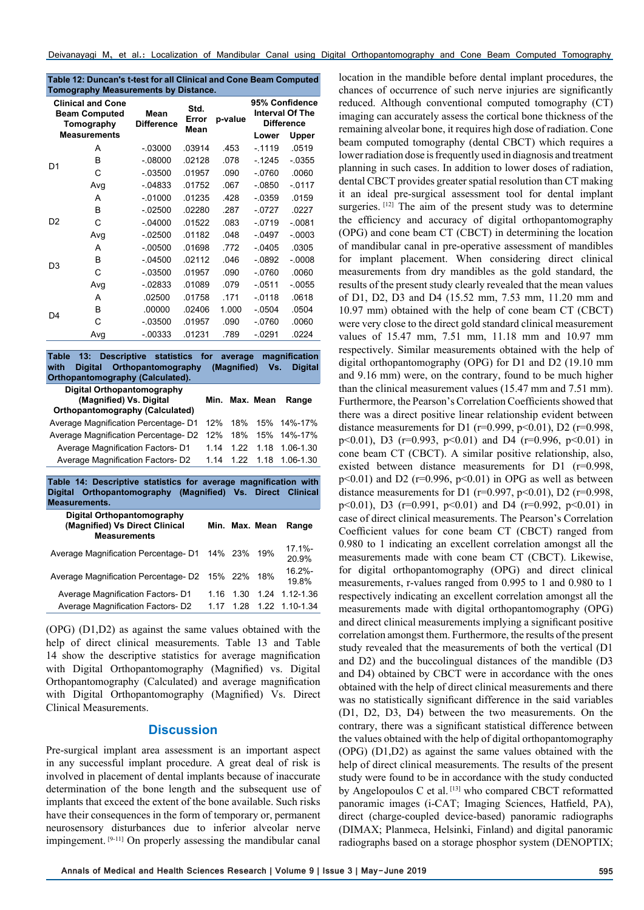**Table 12: Duncan's t-test for all Clinical and Cone Beam Computed Tomography Measurements by Distance.**

| Clinical and Cone Beam Computed Tomography Measurements | | Mean Difference | Std. Error Mean | p-value | 95% Confidence Interval Of The Difference | |
|---|---|---|---|---|---|---|
| | | | | | Lower | Upper |
| D1 | A | -.03000 | .03914 | .453 | -.1119 | .0519 |
| | B | -.08000 | .02128 | .078 | -.1245 | -.0355 |
| | C | -.03500 | .01957 | .090 | -.0760 | .0060 |
| | Avg | -.04833 | .01752 | .067 | -.0850 | -.0117 |
| D2 | A | -.01000 | .01235 | .428 | -.0359 | .0159 |
| | B | -.02500 | .02280 | .287 | -.0727 | .0227 |
| | C | -.04000 | .01522 | .083 | -.0719 | -.0081 |
| | Avg | -.02500 | .01182 | .048 | -.0497 | -.0003 |
| D3 | A | -.00500 | .01698 | .772 | -.0405 | .0305 |
| | B | -.04500 | .02112 | .046 | -.0892 | -.0008 |
| | C | -.03500 | .01957 | .090 | -.0760 | .0060 |
| | Avg | -.02833 | .01089 | .079 | -.0511 | -.0055 |
| D4 | A | .02500 | .01758 | .171 | -.0118 | .0618 |
| | B | .00000 | .02406 | 1.000 | -.0504 | .0504 |
| | C | -.03500 | .01957 | .090 | -.0760 | .0060 |
| | Avg | -.00333 | .01231 | .789 | -.0291 | .0224 |

**Table 13: Descriptive statistics for average magnification with Digital Orthopantomography (Magnified) Vs. Digital Orthopantomography (Calculated).**

| Digital Orthopantomography (Magnified) Vs. Digital Orthopantomography (Calculated) | Min. | Max. | Mean | Range |
|---|---|---|---|---|
| Average Magnification Percentage- D1 | 12% | 18% | 15% | 14%-17% |
| Average Magnification Percentage- D2 | 12% | 18% | 15% | 14%-17% |
| Average Magnification Factors- D1 | 1.14 | 1.22 | 1.18 | 1.06-1.30 |
| Average Magnification Factors- D2 | 1.14 | 1.22 | 1.18 | 1.06-1.30 |

**Table 14: Descriptive statistics for average magnification with Digital Orthopantomography (Magnified) Vs. Direct Clinical Measurements.**

| Digital Orthopantomography (Magnified) Vs Direct Clinical Measurements | Min. | Max. | Mean | Range |
|---|---|---|---|---|
| Average Magnification Percentage- D1 | 14% | 23% | 19% | 17.1%-20.9% |
| Average Magnification Percentage- D2 | 15% | 22% | 18% | 16.2%-19.8% |
| Average Magnification Factors- D1 | 1.16 | 1.30 | 1.24 | 1.12-1.36 |
| Average Magnification Factors- D2 | 1.17 | 1.28 | 1.22 | 1.10-1.34 |

(OPG) (D1,D2) as against the same values obtained with the help of direct clinical measurements. Table 13 and Table 14 show the descriptive statistics for average magnification with Digital Orthopantomography (Magnified) vs. Digital Orthopantomography (Calculated) and average magnification with Digital Orthopantomography (Magnified) Vs. Direct Clinical Measurements.

## Discussion

Pre-surgical implant area assessment is an important aspect in any successful implant procedure. A great deal of risk is involved in placement of dental implants because of inaccurate determination of the bone length and the subsequent use of implants that exceed the extent of the bone available. Such risks have their consequences in the form of temporary or, permanent neurosensory disturbances due to inferior alveolar nerve impingement. [9-11] On properly assessing the mandibular canal location in the mandible before dental implant procedures, the chances of occurrence of such nerve injuries are significantly reduced. Although conventional computed tomography (CT) imaging can accurately assess the cortical bone thickness of the remaining alveolar bone, it requires high dose of radiation. Cone beam computed tomography (dental CBCT) which requires a lower radiation dose is frequently used in diagnosis and treatment planning in such cases. In addition to lower doses of radiation, dental CBCT provides greater spatial resolution than CT making it an ideal pre-surgical assessment tool for dental implant surgeries. [12] The aim of the present study was to determine the efficiency and accuracy of digital orthopantomography (OPG) and cone beam CT (CBCT) in determining the location of mandibular canal in pre-operative assessment of mandibles for implant placement. When considering direct clinical measurements from dry mandibles as the gold standard, the results of the present study clearly revealed that the mean values of D1, D2, D3 and D4 (15.52 mm, 7.53 mm, 11.20 mm and 10.97 mm) obtained with the help of cone beam CT (CBCT) were very close to the direct gold standard clinical measurement values of 15.47 mm, 7.51 mm, 11.18 mm and 10.97 mm respectively. Similar measurements obtained with the help of digital orthopantomography (OPG) for D1 and D2 (19.10 mm and 9.16 mm) were, on the contrary, found to be much higher than the clinical measurement values (15.47 mm and 7.51 mm). Furthermore, the Pearson's Correlation Coefficients showed that there was a direct positive linear relationship evident between distance measurements for D1 ($r=0.999$, $p<0.01$), D2 ($r=0.998$, $p<0.01$), D3 ($r=0.993$, $p<0.01$) and D4 ($r=0.996$, $p<0.01$) in cone beam CT (CBCT). A similar positive relationship, also, existed between distance measurements for D1 ($r=0.998$, $p<0.01$) and D2 ($r=0.996$, $p<0.01$) in OPG as well as between distance measurements for D1 ($r=0.997$, $p<0.01$), D2 ($r=0.998$, $p<0.01$), D3 ($r=0.991$, $p<0.01$) and D4 ($r=0.992$, $p<0.01$) in case of direct clinical measurements. The Pearson's Correlation Coefficient values for cone beam CT (CBCT) ranged from 0.980 to 1 indicating an excellent correlation amongst all the measurements made with cone beam CT (CBCT). Likewise, for digital orthopantomography (OPG) and direct clinical measurements, r-values ranged from 0.995 to 1 and 0.980 to 1 respectively indicating an excellent correlation amongst all the measurements made with digital orthopantomography (OPG) and direct clinical measurements implying a significant positive correlation amongst them. Furthermore, the results of the present study revealed that the measurements of both the vertical (D1 and D2) and the buccolingual distances of the mandible (D3 and D4) obtained by CBCT were in accordance with the ones obtained with the help of direct clinical measurements and there was no statistically significant difference in the said variables (D1, D2, D3, D4) between the two measurements. On the contrary, there was a significant statistical difference between the values obtained with the help of digital orthopantomography (OPG) (D1,D2) as against the same values obtained with the help of direct clinical measurements. The results of the present study were found to be in accordance with the study conducted by Angelopoulos C et al. [13] who compared CBCT reformatted panoramic images (i-CAT; Imaging Sciences, Hatfield, PA), direct (charge-coupled device-based) panoramic radiographs (DIMAX; Planmeca, Helsinki, Finland) and digital panoramic radiographs based on a storage phosphor system (DENOPTIX;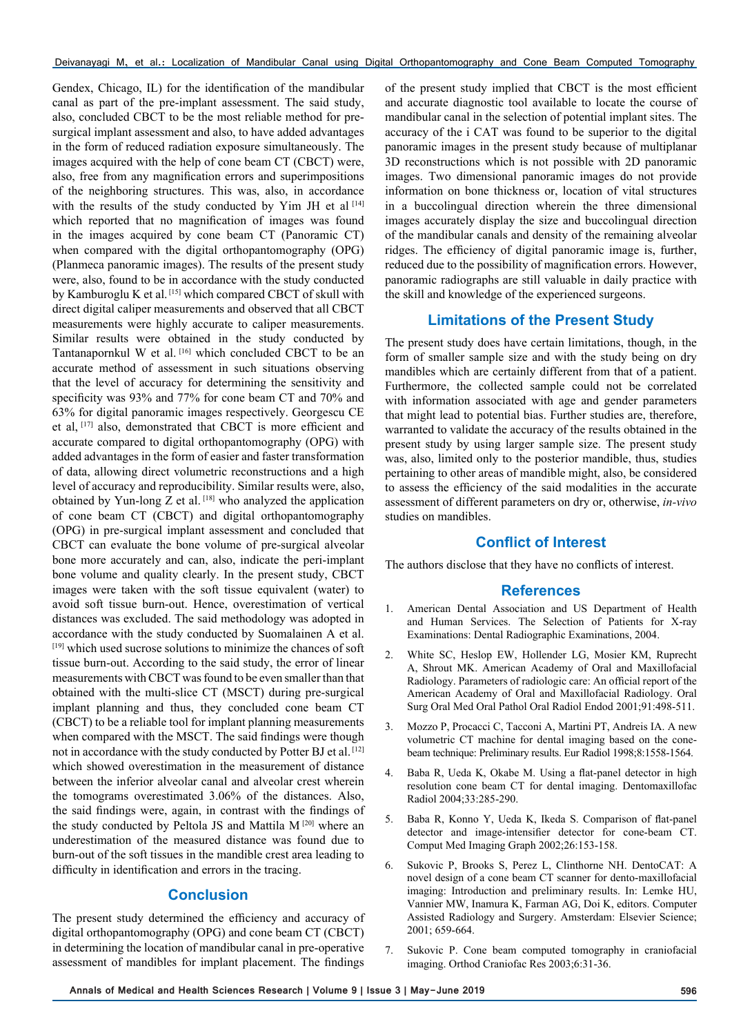Gendex, Chicago, IL) for the identification of the mandibular canal as part of the pre-implant assessment. The said study, also, concluded CBCT to be the most reliable method for pre-surgical implant assessment and also, to have added advantages in the form of reduced radiation exposure simultaneously. The images acquired with the help of cone beam CT (CBCT) were, also, free from any magnification errors and superimpositions of the neighboring structures. This was, also, in accordance with the results of the study conducted by Yim JH et al [14] which reported that no magnification of images was found in the images acquired by cone beam CT (Panoramic CT) when compared with the digital orthopantomography (OPG) (Planmeca panoramic images). The results of the present study were, also, found to be in accordance with the study conducted by Kamburoglu K et al. [15] which compared CBCT of skull with direct digital caliper measurements and observed that all CBCT measurements were highly accurate to caliper measurements. Similar results were obtained in the study conducted by Tantanapornkul W et al. [16] which concluded CBCT to be an accurate method of assessment in such situations observing that the level of accuracy for determining the sensitivity and specificity was 93% and 77% for cone beam CT and 70% and 63% for digital panoramic images respectively. Georgescu CE et al, [17] also, demonstrated that CBCT is more efficient and accurate compared to digital orthopantomography (OPG) with added advantages in the form of easier and faster transformation of data, allowing direct volumetric reconstructions and a high level of accuracy and reproducibility. Similar results were, also, obtained by Yun-long Z et al. [18] who analyzed the application of cone beam CT (CBCT) and digital orthopantomography (OPG) in pre-surgical implant assessment and concluded that CBCT can evaluate the bone volume of pre-surgical alveolar bone more accurately and can, also, indicate the peri-implant bone volume and quality clearly. In the present study, CBCT images were taken with the soft tissue equivalent (water) to avoid soft tissue burn-out. Hence, overestimation of vertical distances was excluded. The said methodology was adopted in accordance with the study conducted by Suomalainen A et al. [19] which used sucrose solutions to minimize the chances of soft tissue burn-out. According to the said study, the error of linear measurements with CBCT was found to be even smaller than that obtained with the multi-slice CT (MSCT) during pre-surgical implant planning and thus, they concluded cone beam CT (CBCT) to be a reliable tool for implant planning measurements when compared with the MSCT. The said findings were though not in accordance with the study conducted by Potter BJ et al. [12] which showed overestimation in the measurement of distance between the inferior alveolar canal and alveolar crest wherein the tomograms overestimated 3.06% of the distances. Also, the said findings were, again, in contrast with the findings of the study conducted by Peltola JS and Mattila M [20] where an underestimation of the measured distance was found due to burn-out of the soft tissues in the mandible crest area leading to difficulty in identification and errors in the tracing.

## Conclusion

The present study determined the efficiency and accuracy of digital orthopantomography (OPG) and cone beam CT (CBCT) in determining the location of mandibular canal in pre-operative assessment of mandibles for implant placement. The findings of the present study implied that CBCT is the most efficient and accurate diagnostic tool available to locate the course of mandibular canal in the selection of potential implant sites. The accuracy of the i CAT was found to be superior to the digital panoramic images in the present study because of multiplanar 3D reconstructions which is not possible with 2D panoramic images. Two dimensional panoramic images do not provide information on bone thickness or, location of vital structures in a buccolingual direction wherein the three dimensional images accurately display the size and buccolingual direction of the mandibular canals and density of the remaining alveolar ridges. The efficiency of digital panoramic image is, further, reduced due to the possibility of magnification errors. However, panoramic radiographs are still valuable in daily practice with the skill and knowledge of the experienced surgeons.

## Limitations of the Present Study

The present study does have certain limitations, though, in the form of smaller sample size and with the study being on dry mandibles which are certainly different from that of a patient. Furthermore, the collected sample could not be correlated with information associated with age and gender parameters that might lead to potential bias. Further studies are, therefore, warranted to validate the accuracy of the results obtained in the present study by using larger sample size. The present study was, also, limited only to the posterior mandible, thus, studies pertaining to other areas of mandible might, also, be considered to assess the efficiency of the said modalities in the accurate assessment of different parameters on dry or, otherwise, *in-vivo* studies on mandibles.

## Conflict of Interest

The authors disclose that they have no conflicts of interest.

## References

1. American Dental Association and US Department of Health and Human Services. The Selection of Patients for X-ray Examinations: Dental Radiographic Examinations, 2004.
2. White SC, Heslop EW, Hollender LG, Mosier KM, Ruprecht A, Shrout MK. American Academy of Oral and Maxillofacial Radiology. Parameters of radiologic care: An official report of the American Academy of Oral and Maxillofacial Radiology. Oral Surg Oral Med Oral Pathol Oral Radiol Endod 2001;91:498-511.
3. Mozzo P, Procacci C, Tacconi A, Martini PT, Andreis IA. A new volumetric CT machine for dental imaging based on the cone-beam technique: Preliminary results. Eur Radiol 1998;8:1558-1564.
4. Baba R, Ueda K, Okabe M. Using a flat-panel detector in high resolution cone beam CT for dental imaging. Dentomaxillofac Radiol 2004;33:285-290.
5. Baba R, Konno Y, Ueda K, Ikeda S. Comparison of flat-panel detector and image-intensifier detector for cone-beam CT. Comput Med Imaging Graph 2002;26:153-158.
6. Sukovic P, Brooks S, Perez L, Clinthorne NH. DentoCAT: A novel design of a cone beam CT scanner for dento-maxillofacial imaging: Introduction and preliminary results. In: Lemke HU, Vannier MW, Inamura K, Farman AG, Doi K, editors. Computer Assisted Radiology and Surgery. Amsterdam: Elsevier Science; 2001; 659-664.
7. Sukovic P. Cone beam computed tomography in craniofacial imaging. Orthod Craniofac Res 2003;6:31-36.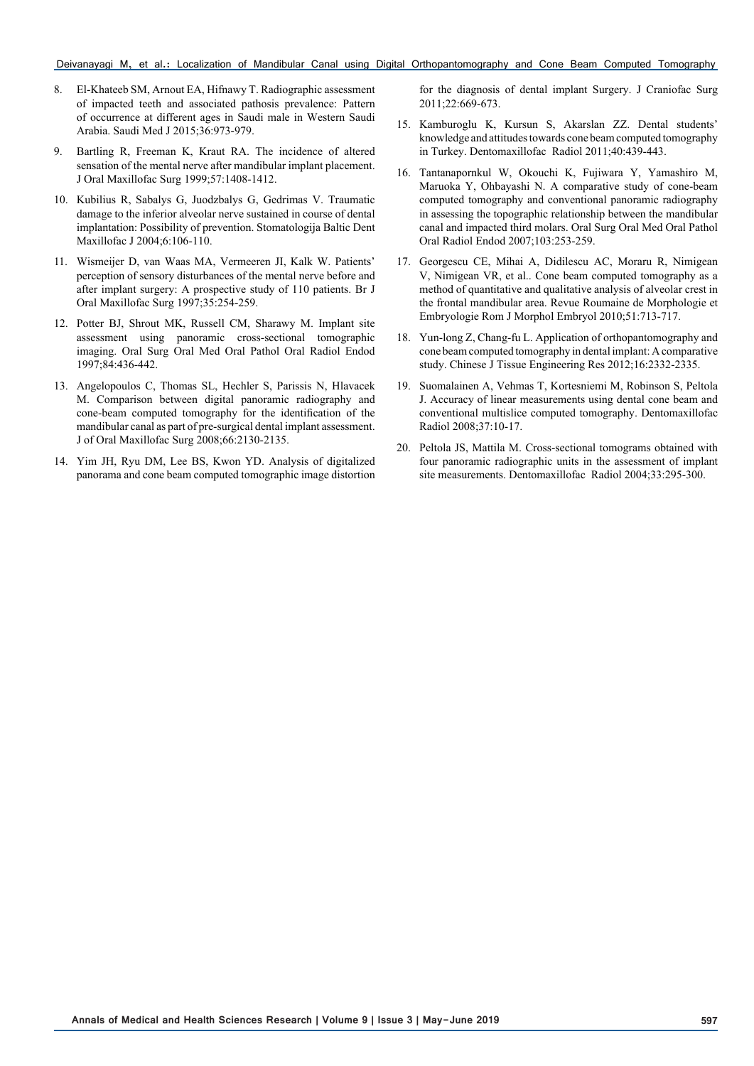8. El-Khateeb SM, Arnout EA, Hifnawy T. Radiographic assessment of impacted teeth and associated pathosis prevalence: Pattern of occurrence at different ages in Saudi male in Western Saudi Arabia. Saudi Med J 2015;36:973-979.
9. Bartling R, Freeman K, Kraut RA. The incidence of altered sensation of the mental nerve after mandibular implant placement. J Oral Maxillofac Surg 1999;57:1408-1412.
10. Kubilius R, Sabalys G, Juodzbalys G, Gedrimas V. Traumatic damage to the inferior alveolar nerve sustained in course of dental implantation: Possibility of prevention. Stomatologija Baltic Dent Maxillofac J 2004;6:106-110.
11. Wismeijer D, van Waas MA, Vermeeren JI, Kalk W. Patients' perception of sensory disturbances of the mental nerve before and after implant surgery: A prospective study of 110 patients. Br J Oral Maxillofac Surg 1997;35:254-259.
12. Potter BJ, Shrout MK, Russell CM, Sharawy M. Implant site assessment using panoramic cross-sectional tomographic imaging. Oral Surg Oral Med Oral Pathol Oral Radiol Endod 1997;84:436-442.
13. Angelopoulos C, Thomas SL, Hechler S, Parissis N, Hlavacek M. Comparison between digital panoramic radiography and cone-beam computed tomography for the identification of the mandibular canal as part of pre-surgical dental implant assessment. J of Oral Maxillofac Surg 2008;66:2130-2135.
14. Yim JH, Ryu DM, Lee BS, Kwon YD. Analysis of digitalized panorama and cone beam computed tomographic image distortion for the diagnosis of dental implant Surgery. J Craniofac Surg 2011;22:669-673.
15. Kamburoglu K, Kursun S, Akarslan ZZ. Dental students' knowledge and attitudes towards cone beam computed tomography in Turkey. Dentomaxillofac Radiol 2011;40:439-443.
16. Tantanapornkul W, Okouchi K, Fujiwara Y, Yamashiro M, Maruoka Y, Ohbayashi N. A comparative study of cone-beam computed tomography and conventional panoramic radiography in assessing the topographic relationship between the mandibular canal and impacted third molars. Oral Surg Oral Med Oral Pathol Oral Radiol Endod 2007;103:253-259.
17. Georgescu CE, Mihai A, Didilescu AC, Moraru R, Nimigean V, Nimigean VR, et al.. Cone beam computed tomography as a method of quantitative and qualitative analysis of alveolar crest in the frontal mandibular area. Revue Roumaine de Morphologie et Embryologie Rom J Morphol Embryol 2010;51:713-717.
18. Yun-long Z, Chang-fu L. Application of orthopantomography and cone beam computed tomography in dental implant: A comparative study. Chinese J Tissue Engineering Res 2012;16:2332-2335.
19. Suomalainen A, Vehmas T, Kortesniemi M, Robinson S, Peltola J. Accuracy of linear measurements using dental cone beam and conventional multislice computed tomography. Dentomaxillofac Radiol 2008;37:10-17.
20. Peltola JS, Mattila M. Cross-sectional tomograms obtained with four panoramic radiographic units in the assessment of implant site measurements. Dentomaxillofac Radiol 2004;33:295-300.